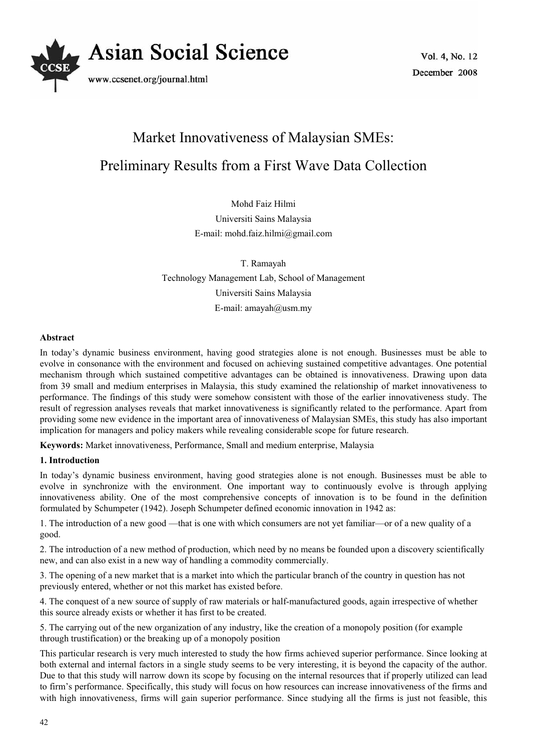# Market Innovativeness of Malaysian SMEs: Preliminary Results from a First Wave Data Collection

Mohd Faiz Hilmi

Universiti Sains Malaysia

E-mail: mohd.faiz.hilmi@gmail.com

T. Ramayah

Technology Management Lab, School of Management

Universiti Sains Malaysia

E-mail: amayah@usm.my

**Abstract**

In today's dynamic business environment, having good strategies alone is not enough. Businesses must be able to evolve in consonance with the environment and focused on achieving sustained competitive advantages. One potential mechanism through which sustained competitive advantages can be obtained is innovativeness. Drawing upon data from 39 small and medium enterprises in Malaysia, this study examined the relationship of market innovativeness to performance. The findings of this study were somehow consistent with those of the earlier innovativeness study. The result of regression analyses reveals that market innovativeness is significantly related to the performance. Apart from providing some new evidence in the important area of innovativeness of Malaysian SMEs, this study has also important implication for managers and policy makers while revealing considerable scope for future research.

**Keywords:** Market innovativeness, Performance, Small and medium enterprise, Malaysia

## 1. Introduction

In today's dynamic business environment, having good strategies alone is not enough. Businesses must be able to evolve in synchronize with the environment. One important way to continuously evolve is through applying innovativeness ability. One of the most comprehensive concepts of innovation is to be found in the definition formulated by Schumpeter (1942). Joseph Schumpeter defined economic innovation in 1942 as:

1. The introduction of a new good —that is one with which consumers are not yet familiar—or of a new quality of a good.

2. The introduction of a new method of production, which need by no means be founded upon a discovery scientifically new, and can also exist in a new way of handling a commodity commercially.

3. The opening of a new market that is a market into which the particular branch of the country in question has not previously entered, whether or not this market has existed before.

4. The conquest of a new source of supply of raw materials or half-manufactured goods, again irrespective of whether this source already exists or whether it has first to be created.

5. The carrying out of the new organization of any industry, like the creation of a monopoly position (for example through trustification) or the breaking up of a monopoly position

This particular research is very much interested to study the how firms achieved superior performance. Since looking at both external and internal factors in a single study seems to be very interesting, it is beyond the capacity of the author. Due to that this study will narrow down its scope by focusing on the internal resources that if properly utilized can lead to firm's performance. Specifically, this study will focus on how resources can increase innovativeness of the firms and with high innovativeness, firms will gain superior performance. Since studying all the firms is just not feasible, this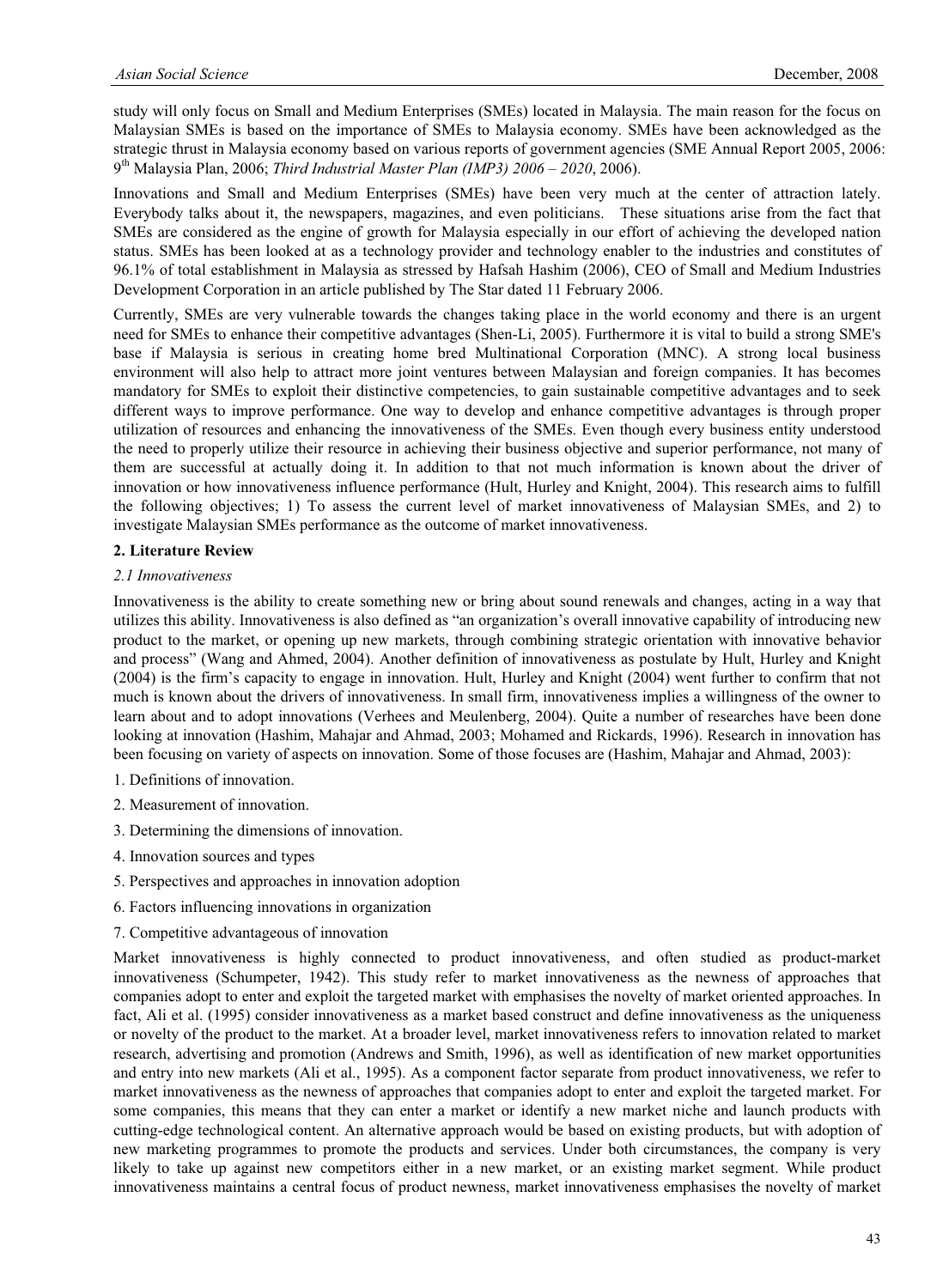study will only focus on Small and Medium Enterprises (SMEs) located in Malaysia. The main reason for the focus on Malaysian SMEs is based on the importance of SMEs to Malaysia economy. SMEs have been acknowledged as the strategic thrust in Malaysia economy based on various reports of government agencies (SME Annual Report 2005, 2006: 9th Malaysia Plan, 2006; *Third Industrial Master Plan (IMP3) 2006 – 2020*, 2006).

Innovations and Small and Medium Enterprises (SMEs) have been very much at the center of attraction lately. Everybody talks about it, the newspapers, magazines, and even politicians. These situations arise from the fact that SMEs are considered as the engine of growth for Malaysia especially in our effort of achieving the developed nation status. SMEs has been looked at as a technology provider and technology enabler to the industries and constitutes of 96.1% of total establishment in Malaysia as stressed by Hafsah Hashim (2006), CEO of Small and Medium Industries Development Corporation in an article published by The Star dated 11 February 2006.

Currently, SMEs are very vulnerable towards the changes taking place in the world economy and there is an urgent need for SMEs to enhance their competitive advantages (Shen-Li, 2005). Furthermore it is vital to build a strong SME's base if Malaysia is serious in creating home bred Multinational Corporation (MNC). A strong local business environment will also help to attract more joint ventures between Malaysian and foreign companies. It has becomes mandatory for SMEs to exploit their distinctive competencies, to gain sustainable competitive advantages and to seek different ways to improve performance. One way to develop and enhance competitive advantages is through proper utilization of resources and enhancing the innovativeness of the SMEs. Even though every business entity understood the need to properly utilize their resource in achieving their business objective and superior performance, not many of them are successful at actually doing it. In addition to that not much information is known about the driver of innovation or how innovativeness influence performance (Hult, Hurley and Knight, 2004). This research aims to fulfill the following objectives; 1) To assess the current level of market innovativeness of Malaysian SMEs, and 2) to investigate Malaysian SMEs performance as the outcome of market innovativeness.

## 2. Literature Review

### 2.1 Innovativeness

Innovativeness is the ability to create something new or bring about sound renewals and changes, acting in a way that utilizes this ability. Innovativeness is also defined as "an organization's overall innovative capability of introducing new product to the market, or opening up new markets, through combining strategic orientation with innovative behavior and process" (Wang and Ahmed, 2004). Another definition of innovativeness as postulate by Hult, Hurley and Knight (2004) is the firm's capacity to engage in innovation. Hult, Hurley and Knight (2004) went further to confirm that not much is known about the drivers of innovativeness. In small firm, innovativeness implies a willingness of the owner to learn about and to adopt innovations (Verhees and Meulenberg, 2004). Quite a number of researches have been done looking at innovation (Hashim, Mahajar and Ahmad, 2003; Mohamed and Rickards, 1996). Research in innovation has been focusing on variety of aspects on innovation. Some of those focuses are (Hashim, Mahajar and Ahmad, 2003):

1. Definitions of innovation.
2. Measurement of innovation.
3. Determining the dimensions of innovation.
4. Innovation sources and types
5. Perspectives and approaches in innovation adoption
6. Factors influencing innovations in organization
7. Competitive advantageous of innovation

Market innovativeness is highly connected to product innovativeness, and often studied as product-market innovativeness (Schumpeter, 1942). This study refer to market innovativeness as the newness of approaches that companies adopt to enter and exploit the targeted market with emphasises the novelty of market oriented approaches. In fact, Ali et al. (1995) consider innovativeness as a market based construct and define innovativeness as the uniqueness or novelty of the product to the market. At a broader level, market innovativeness refers to innovation related to market research, advertising and promotion (Andrews and Smith, 1996), as well as identification of new market opportunities and entry into new markets (Ali et al., 1995). As a component factor separate from product innovativeness, we refer to market innovativeness as the newness of approaches that companies adopt to enter and exploit the targeted market. For some companies, this means that they can enter a market or identify a new market niche and launch products with cutting-edge technological content. An alternative approach would be based on existing products, but with adoption of new marketing programmes to promote the products and services. Under both circumstances, the company is very likely to take up against new competitors either in a new market, or an existing market segment. While product innovativeness maintains a central focus of product newness, market innovativeness emphasises the novelty of market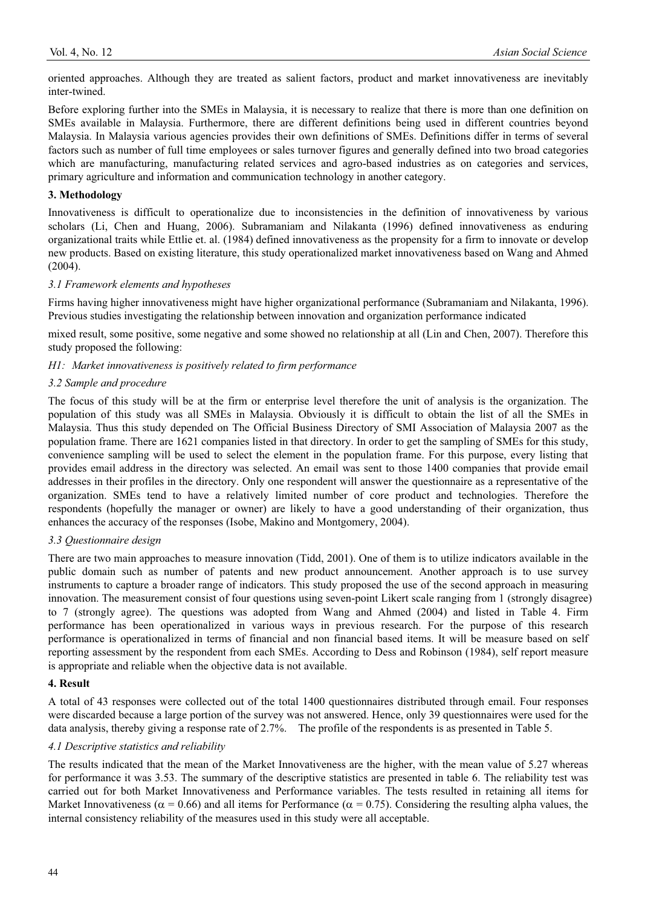oriented approaches. Although they are treated as salient factors, product and market innovativeness are inevitably inter-twined.

Before exploring further into the SMEs in Malaysia, it is necessary to realize that there is more than one definition on SMEs available in Malaysia. Furthermore, there are different definitions being used in different countries beyond Malaysia. In Malaysia various agencies provides their own definitions of SMEs. Definitions differ in terms of several factors such as number of full time employees or sales turnover figures and generally defined into two broad categories which are manufacturing, manufacturing related services and agro-based industries as on categories and services, primary agriculture and information and communication technology in another category.

## 3. Methodology

Innovativeness is difficult to operationalize due to inconsistencies in the definition of innovativeness by various scholars (Li, Chen and Huang, 2006). Subramaniam and Nilakanta (1996) defined innovativeness as enduring organizational traits while Ettlie et. al. (1984) defined innovativeness as the propensity for a firm to innovate or develop new products. Based on existing literature, this study operationalized market innovativeness based on Wang and Ahmed (2004).

### *3.1 Framework elements and hypotheses*

Firms having higher innovativeness might have higher organizational performance (Subramaniam and Nilakanta, 1996). Previous studies investigating the relationship between innovation and organization performance indicated mixed result, some positive, some negative and some showed no relationship at all (Lin and Chen, 2007). Therefore this study proposed the following:

*H1: Market innovativeness is positively related to firm performance*

### *3.2 Sample and procedure*

The focus of this study will be at the firm or enterprise level therefore the unit of analysis is the organization. The population of this study was all SMEs in Malaysia. Obviously it is difficult to obtain the list of all the SMEs in Malaysia. Thus this study depended on The Official Business Directory of SMI Association of Malaysia 2007 as the population frame. There are 1621 companies listed in that directory. In order to get the sampling of SMEs for this study, convenience sampling will be used to select the element in the population frame. For this purpose, every listing that provides email address in the directory was selected. An email was sent to those 1400 companies that provide email addresses in their profiles in the directory. Only one respondent will answer the questionnaire as a representative of the organization. SMEs tend to have a relatively limited number of core product and technologies. Therefore the respondents (hopefully the manager or owner) are likely to have a good understanding of their organization, thus enhances the accuracy of the responses (Isobe, Makino and Montgomery, 2004).

### *3.3 Questionnaire design*

There are two main approaches to measure innovation (Tidd, 2001). One of them is to utilize indicators available in the public domain such as number of patents and new product announcement. Another approach is to use survey instruments to capture a broader range of indicators. This study proposed the use of the second approach in measuring innovation. The measurement consist of four questions using seven-point Likert scale ranging from 1 (strongly disagree) to 7 (strongly agree). The questions was adopted from Wang and Ahmed (2004) and listed in Table 4. Firm performance has been operationalized in various ways in previous research. For the purpose of this research performance is operationalized in terms of financial and non financial based items. It will be measure based on self reporting assessment by the respondent from each SMEs. According to Dess and Robinson (1984), self report measure is appropriate and reliable when the objective data is not available.

## 4. Result

A total of 43 responses were collected out of the total 1400 questionnaires distributed through email. Four responses were discarded because a large portion of the survey was not answered. Hence, only 39 questionnaires were used for the data analysis, thereby giving a response rate of 2.7%. The profile of the respondents is as presented in Table 5.

### *4.1 Descriptive statistics and reliability*

The results indicated that the mean of the Market Innovativeness are the higher, with the mean value of 5.27 whereas for performance it was 3.53. The summary of the descriptive statistics are presented in table 6. The reliability test was carried out for both Market Innovativeness and Performance variables. The tests resulted in retaining all items for Market Innovativeness ($\alpha = 0.66$) and all items for Performance ($\alpha = 0.75$). Considering the resulting alpha values, the internal consistency reliability of the measures used in this study were all acceptable.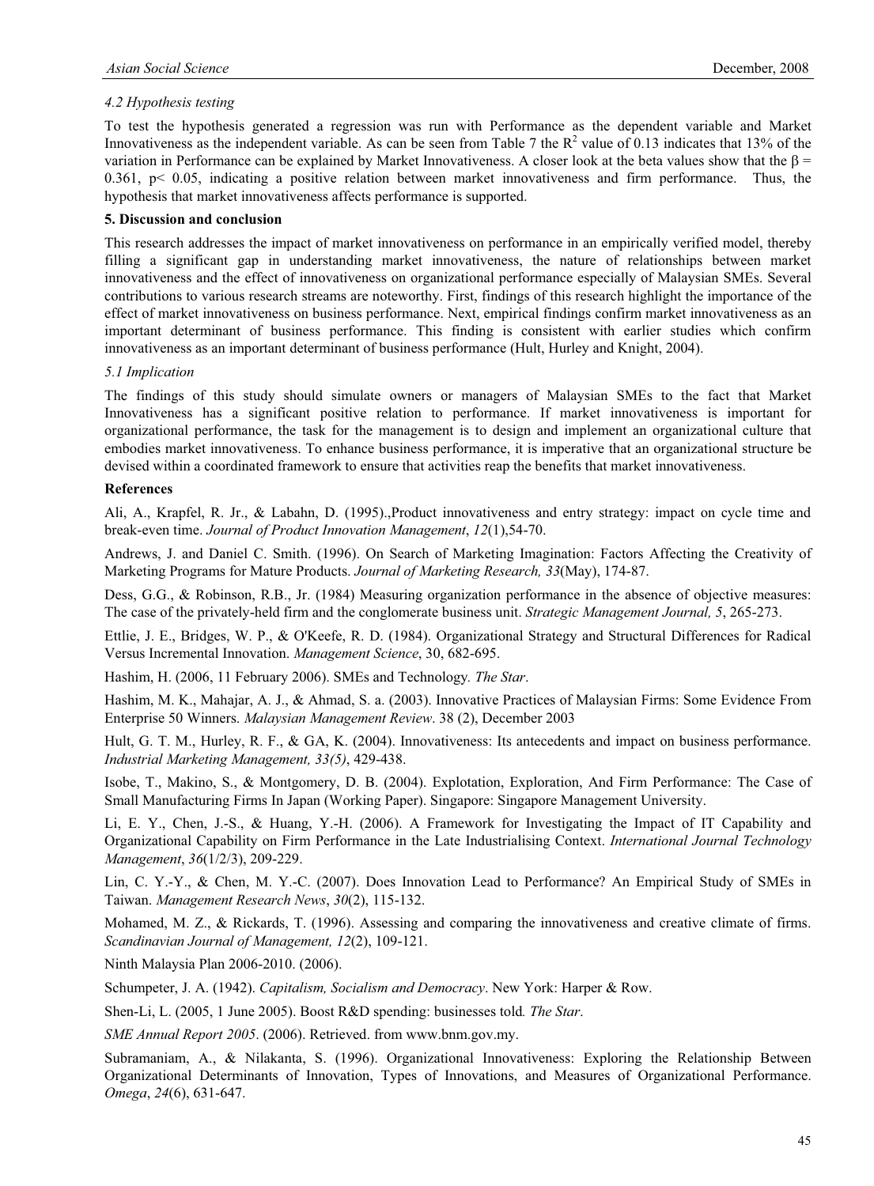### *4.2 Hypothesis testing*

To test the hypothesis generated a regression was run with Performance as the dependent variable and Market Innovativeness as the independent variable. As can be seen from Table 7 the $R^2$ value of 0.13 indicates that 13% of the variation in Performance can be explained by Market Innovativeness. A closer look at the beta values show that the $\beta = 0.361$, $p < 0.05$, indicating a positive relation between market innovativeness and firm performance. Thus, the hypothesis that market innovativeness affects performance is supported.

## 5. Discussion and conclusion

This research addresses the impact of market innovativeness on performance in an empirically verified model, thereby filling a significant gap in understanding market innovativeness, the nature of relationships between market innovativeness and the effect of innovativeness on organizational performance especially of Malaysian SMEs. Several contributions to various research streams are noteworthy. First, findings of this research highlight the importance of the effect of market innovativeness on business performance. Next, empirical findings confirm market innovativeness as an important determinant of business performance. This finding is consistent with earlier studies which confirm innovativeness as an important determinant of business performance (Hult, Hurley and Knight, 2004).

### *5.1 Implication*

The findings of this study should simulate owners or managers of Malaysian SMEs to the fact that Market Innovativeness has a significant positive relation to performance. If market innovativeness is important for organizational performance, the task for the management is to design and implement an organizational culture that embodies market innovativeness. To enhance business performance, it is imperative that an organizational structure be devised within a coordinated framework to ensure that activities reap the benefits that market innovativeness.

## References

Ali, A., Krapfel, R. Jr., & Labahn, D. (1995).,Product innovativeness and entry strategy: impact on cycle time and break-even time. *Journal of Product Innovation Management*, *12*(1),54-70.

Andrews, J. and Daniel C. Smith. (1996). On Search of Marketing Imagination: Factors Affecting the Creativity of Marketing Programs for Mature Products. *Journal of Marketing Research, 33*(May), 174-87.

Dess, G.G., & Robinson, R.B., Jr. (1984) Measuring organization performance in the absence of objective measures: The case of the privately-held firm and the conglomerate business unit. *Strategic Management Journal, 5*, 265-273.

Ettlie, J. E., Bridges, W. P., & O'Keefe, R. D. (1984). Organizational Strategy and Structural Differences for Radical Versus Incremental Innovation. *Management Science*, 30, 682-695.

Hashim, H. (2006, 11 February 2006). SMEs and Technology. *The Star*.

Hashim, M. K., Mahajar, A. J., & Ahmad, S. a. (2003). Innovative Practices of Malaysian Firms: Some Evidence From Enterprise 50 Winners. *Malaysian Management Review*. 38 (2), December 2003

Hult, G. T. M., Hurley, R. F., & GA, K. (2004). Innovativeness: Its antecedents and impact on business performance. *Industrial Marketing Management, 33(5)*, 429-438.

Isobe, T., Makino, S., & Montgomery, D. B. (2004). Explotation, Exploration, And Firm Performance: The Case of Small Manufacturing Firms In Japan (Working Paper). Singapore: Singapore Management University.

Li, E. Y., Chen, J.-S., & Huang, Y.-H. (2006). A Framework for Investigating the Impact of IT Capability and Organizational Capability on Firm Performance in the Late Industrialising Context. *International Journal Technology Management*, *36*(1/2/3), 209-229.

Lin, C. Y.-Y., & Chen, M. Y.-C. (2007). Does Innovation Lead to Performance? An Empirical Study of SMEs in Taiwan. *Management Research News*, *30*(2), 115-132.

Mohamed, M. Z., & Rickards, T. (1996). Assessing and comparing the innovativeness and creative climate of firms. *Scandinavian Journal of Management, 12*(2), 109-121.

Ninth Malaysia Plan 2006-2010. (2006).

Schumpeter, J. A. (1942). *Capitalism, Socialism and Democracy*. New York: Harper & Row.

Shen-Li, L. (2005, 1 June 2005). Boost R&D spending: businesses told*. The Star*.

*SME Annual Report 2005*. (2006). Retrieved. from www.bnm.gov.my.

Subramaniam, A., & Nilakanta, S. (1996). Organizational Innovativeness: Exploring the Relationship Between Organizational Determinants of Innovation, Types of Innovations, and Measures of Organizational Performance. *Omega*, *24*(6), 631-647.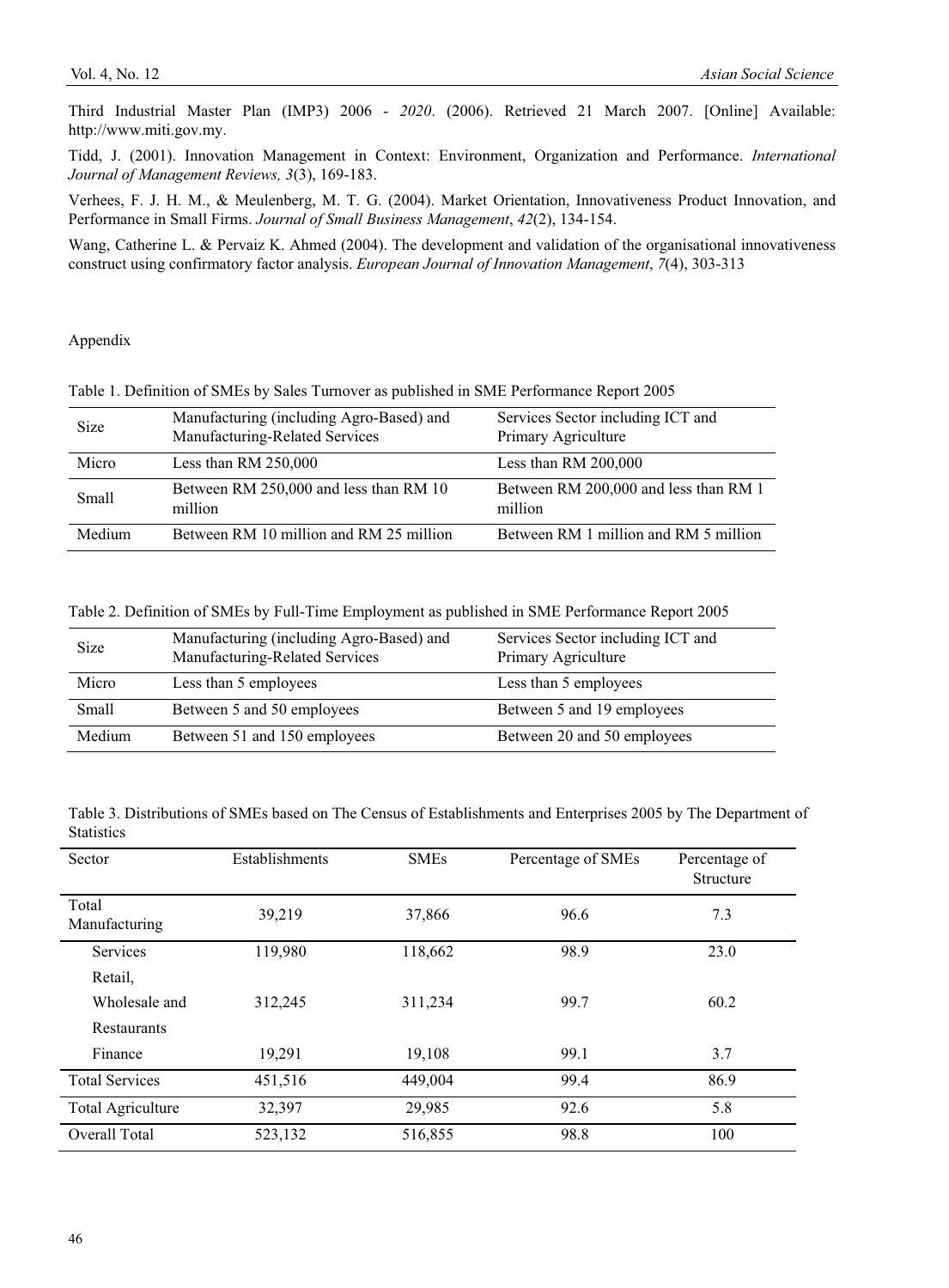Third Industrial Master Plan (IMP3) 2006 - *2020*. (2006). Retrieved 21 March 2007. [Online] Available: http://www.miti.gov.my.

Tidd, J. (2001). Innovation Management in Context: Environment, Organization and Performance. *International Journal of Management Reviews, 3*(3), 169-183.

Verhees, F. J. H. M., & Meulenberg, M. T. G. (2004). Market Orientation, Innovativeness Product Innovation, and Performance in Small Firms. *Journal of Small Business Management*, *42*(2), 134-154.

Wang, Catherine L. & Pervaiz K. Ahmed (2004). The development and validation of the organisational innovativeness construct using confirmatory factor analysis. *European Journal of Innovation Management*, *7*(4), 303-313

## Appendix

Table 1. Definition of SMEs by Sales Turnover as published in SME Performance Report 2005

| Size | Manufacturing (including Agro-Based) and Manufacturing-Related Services | Services Sector including ICT and Primary Agriculture |
|---|---|---|
| Micro | Less than RM 250,000 | Less than RM 200,000 |
| Small | Between RM 250,000 and less than RM 10 million | Between RM 200,000 and less than RM 1 million |
| Medium | Between RM 10 million and RM 25 million | Between RM 1 million and RM 5 million |

Table 2. Definition of SMEs by Full-Time Employment as published in SME Performance Report 2005

| Size | Manufacturing (including Agro-Based) and Manufacturing-Related Services | Services Sector including ICT and Primary Agriculture |
|---|---|---|
| Micro | Less than 5 employees | Less than 5 employees |
| Small | Between 5 and 50 employees | Between 5 and 19 employees |
| Medium | Between 51 and 150 employees | Between 20 and 50 employees |

Table 3. Distributions of SMEs based on The Census of Establishments and Enterprises 2005 by The Department of Statistics

| Sector | Establishments | SMEs | Percentage of SMEs | Percentage of Structure |
|---|---|---|---|---|
| Total Manufacturing | 39,219 | 37,866 | 96.6 | 7.3 |
| Services | 119,980 | 118,662 | 98.9 | 23.0 |
| Retail, Wholesale and Restaurants | 312,245 | 311,234 | 99.7 | 60.2 |
| Finance | 19,291 | 19,108 | 99.1 | 3.7 |
| Total Services | 451,516 | 449,004 | 99.4 | 86.9 |
| Total Agriculture | 32,397 | 29,985 | 92.6 | 5.8 |
| Overall Total | 523,132 | 516,855 | 98.8 | 100 |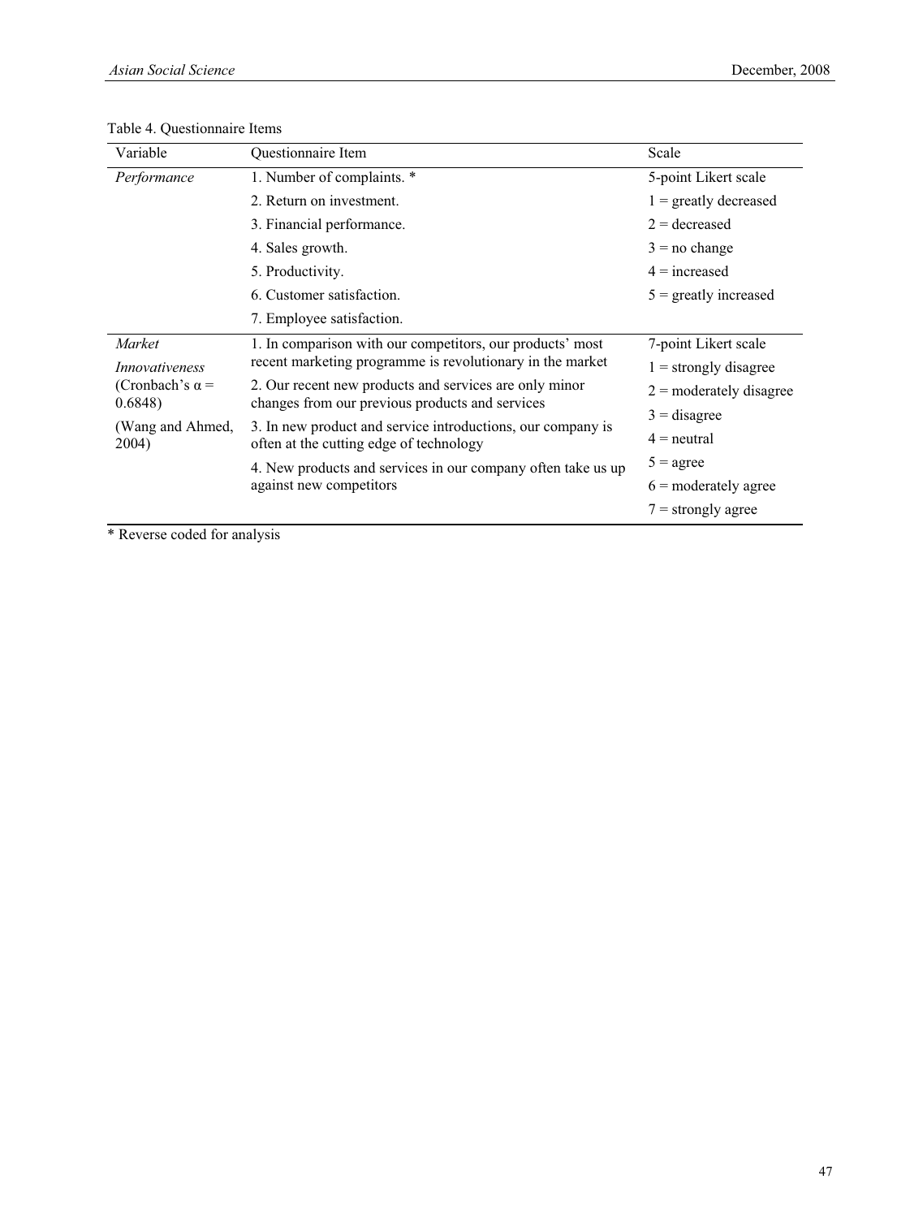Table 4. Questionnaire Items

| Variable | Questionnaire Item | Scale |
|---|---|---|
| *Performance* | 1. Number of complaints. * | 5-point Likert scale |
| | 2. Return on investment. | 1 = greatly decreased |
| | 3. Financial performance. | 2 = decreased |
| | 4. Sales growth. | 3 = no change |
| | 5. Productivity. | 4 = increased |
| | 6. Customer satisfaction. | 5 = greatly increased |
| | 7. Employee satisfaction. | |
| *Market Innovativeness* (Cronbach's α = 0.6848) (Wang and Ahmed, 2004) | 1. In comparison with our competitors, our products' most recent marketing programme is revolutionary in the market | 7-point Likert scale |
| | 2. Our recent new products and services are only minor changes from our previous products and services | 1 = strongly disagree |
| | 3. In new product and service introductions, our company is often at the cutting edge of technology | 2 = moderately disagree |
| | 4. New products and services in our company often take us up against new competitors | 3 = disagree |
| | | 4 = neutral |
| | | 5 = agree |
| | | 6 = moderately agree |
| | | 7 = strongly agree |

* Reverse coded for analysis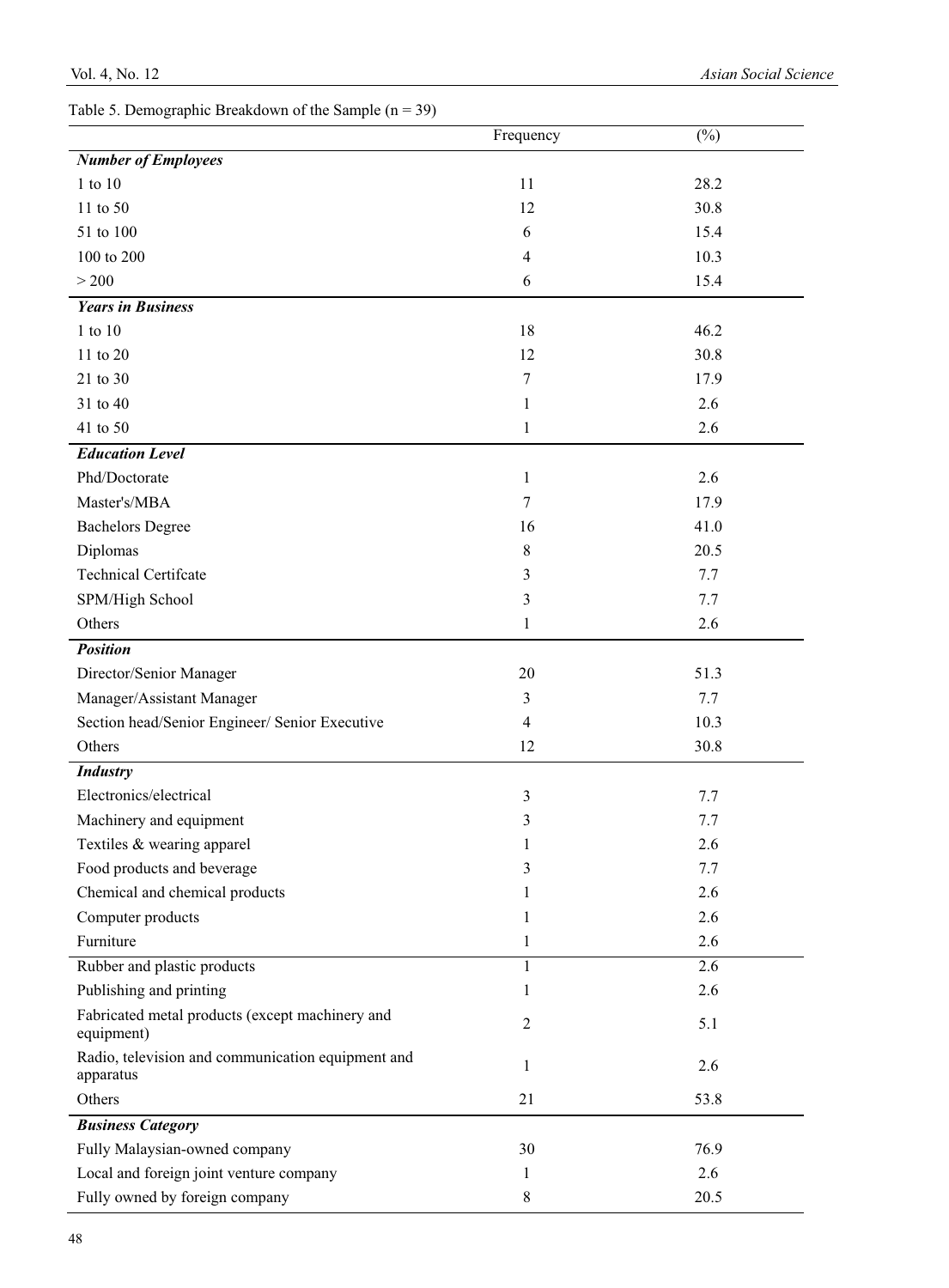Table 5. Demographic Breakdown of the Sample (n = 39)

| | Frequency | (%) |
|---|---|---|
| ***Number of Employees*** | | |
| 1 to 10 | 11 | 28.2 |
| 11 to 50 | 12 | 30.8 |
| 51 to 100 | 6 | 15.4 |
| 100 to 200 | 4 | 10.3 |
| > 200 | 6 | 15.4 |
| ***Years in Business*** | | |
| 1 to 10 | 18 | 46.2 |
| 11 to 20 | 12 | 30.8 |
| 21 to 30 | 7 | 17.9 |
| 31 to 40 | 1 | 2.6 |
| 41 to 50 | 1 | 2.6 |
| ***Education Level*** | | |
| Phd/Doctorate | 1 | 2.6 |
| Master's/MBA | 7 | 17.9 |
| Bachelors Degree | 16 | 41.0 |
| Diplomas | 8 | 20.5 |
| Technical Certifcate | 3 | 7.7 |
| SPM/High School | 3 | 7.7 |
| Others | 1 | 2.6 |
| ***Position*** | | |
| Director/Senior Manager | 20 | 51.3 |
| Manager/Assistant Manager | 3 | 7.7 |
| Section head/Senior Engineer/ Senior Executive | 4 | 10.3 |
| Others | 12 | 30.8 |
| ***Industry*** | | |
| Electronics/electrical | 3 | 7.7 |
| Machinery and equipment | 3 | 7.7 |
| Textiles & wearing apparel | 1 | 2.6 |
| Food products and beverage | 3 | 7.7 |
| Chemical and chemical products | 1 | 2.6 |
| Computer products | 1 | 2.6 |
| Furniture | 1 | 2.6 |
| Rubber and plastic products | 1 | 2.6 |
| Publishing and printing | 1 | 2.6 |
| Fabricated metal products (except machinery and equipment) | 2 | 5.1 |
| Radio, television and communication equipment and apparatus | 1 | 2.6 |
| Others | 21 | 53.8 |
| ***Business Category*** | | |
| Fully Malaysian-owned company | 30 | 76.9 |
| Local and foreign joint venture company | 1 | 2.6 |
| Fully owned by foreign company | 8 | 20.5 |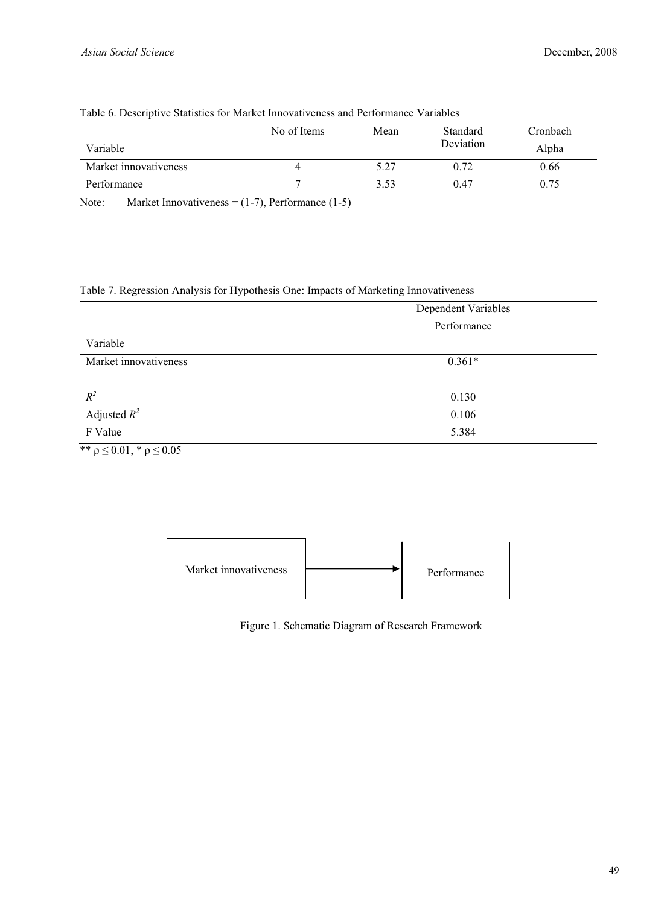Table 6. Descriptive Statistics for Market Innovativeness and Performance Variables

| Variable | No of Items | Mean | Standard Deviation | Cronbach Alpha |
|---|---|---|---|---|
| Market innovativeness | 4 | 5.27 | 0.72 | 0.66 |
| Performance | 7 | 3.53 | 0.47 | 0.75 |

Note: Market Innovativeness = (1-7), Performance (1-5)

Table 7. Regression Analysis for Hypothesis One: Impacts of Marketing Innovativeness

| Variable | Dependent Variables Performance |
|---|---|
| Market innovativeness | 0.361* |
| $R^2$ | 0.130 |
| Adjusted $R^2$ | 0.106 |
| F Value | 5.384 |

** $\rho \leq 0.01$, * $\rho \leq 0.05$

Market innovativeness

Performance

Figure 1. Schematic Diagram of Research Framework